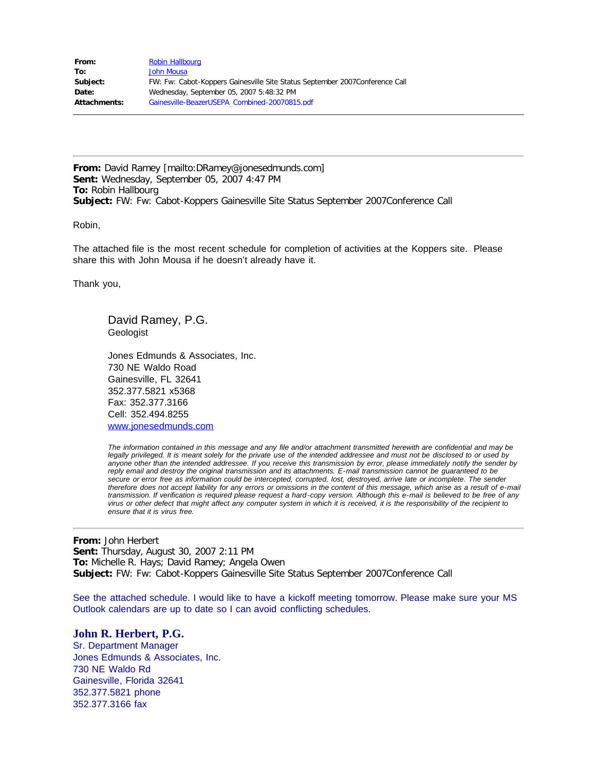| | |
|---|---|
| **From:** | Robin Hallbourg |
| **To:** | John Mousa |
| **Subject:** | FW: Fw: Cabot-Koppers Gainesville Site Status September 2007Conference Call |
| **Date:** | Wednesday, September 05, 2007 5:48:32 PM |
| **Attachments:** | Gainesville-BeazerUSEPA_Combined-20070815.pdf |

---

**From:** David Ramey [mailto:DRamey@jonesedmunds.com]
**Sent:** Wednesday, September 05, 2007 4:47 PM
**To:** Robin Hallbourg
**Subject:** FW: Fw: Cabot-Koppers Gainesville Site Status September 2007Conference Call

Robin,

The attached file is the most recent schedule for completion of activities at the Koppers site. Please share this with John Mousa if he doesn't already have it.

Thank you,

David Ramey, P.G.
Geologist

Jones Edmunds & Associates, Inc.
730 NE Waldo Road
Gainesville, FL 32641
352.377.5821 x5368
Fax: 352.377.3166
Cell: 352.494.8255
www.jonesedmunds.com

*The information contained in this message and any file and/or attachment transmitted herewith are confidential and may be legally privileged. It is meant solely for the private use of the intended addressee and must not be disclosed to or used by anyone other than the intended addressee. If you receive this transmission by error, please immediately notify the sender by reply email and destroy the original transmission and its attachments. E-mail transmission cannot be guaranteed to be secure or error free as information could be intercepted, corrupted, lost, destroyed, arrive late or incomplete. The sender therefore does not accept liability for any errors or omissions in the content of this message, which arise as a result of e-mail transmission. If verification is required please request a hard-copy version. Although this e-mail is believed to be free of any virus or other defect that might affect any computer system in which it is received, it is the responsibility of the recipient to ensure that it is virus free.*

---

**From:** John Herbert
**Sent:** Thursday, August 30, 2007 2:11 PM
**To:** Michelle R. Hays; David Ramey; Angela Owen
**Subject:** FW: Fw: Cabot-Koppers Gainesville Site Status September 2007Conference Call

See the attached schedule. I would like to have a kickoff meeting tomorrow. Please make sure your MS Outlook calendars are up to date so I can avoid conflicting schedules.

**John R. Herbert, P.G.**
Sr. Department Manager
Jones Edmunds & Associates, Inc.
730 NE Waldo Rd
Gainesville, Florida 32641
352.377.5821 phone
352.377.3166 fax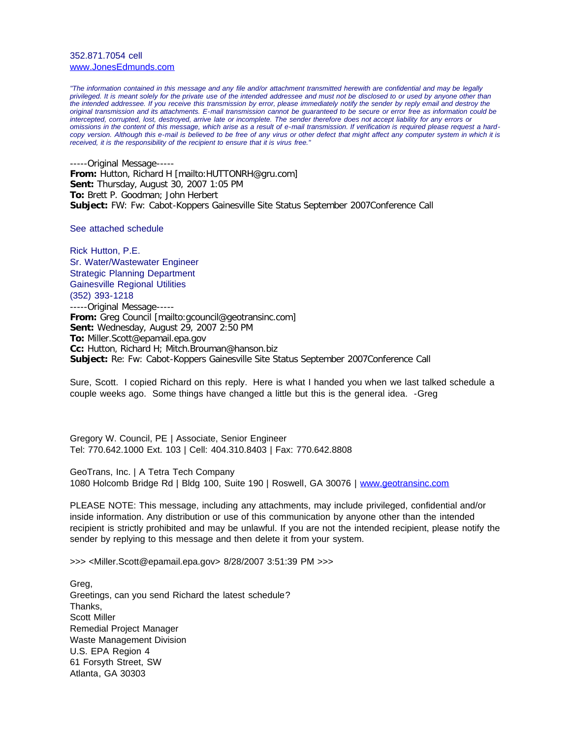352.871.7054 cell
www.JonesEdmunds.com

*"The information contained in this message and any file and/or attachment transmitted herewith are confidential and may be legally privileged. It is meant solely for the private use of the intended addressee and must not be disclosed to or used by anyone other than the intended addressee. If you receive this transmission by error, please immediately notify the sender by reply email and destroy the original transmission and its attachments. E-mail transmission cannot be guaranteed to be secure or error free as information could be intercepted, corrupted, lost, destroyed, arrive late or incomplete. The sender therefore does not accept liability for any errors or omissions in the content of this message, which arise as a result of e-mail transmission. If verification is required please request a hard-copy version. Although this e-mail is believed to be free of any virus or other defect that might affect any computer system in which it is received, it is the responsibility of the recipient to ensure that it is virus free."*

-----Original Message-----
**From:** Hutton, Richard H [mailto:HUTTONRH@gru.com]
**Sent:** Thursday, August 30, 2007 1:05 PM
**To:** Brett P. Goodman; John Herbert
**Subject:** FW: Fw: Cabot-Koppers Gainesville Site Status September 2007Conference Call

See attached schedule

Rick Hutton, P.E.
Sr. Water/Wastewater Engineer
Strategic Planning Department
Gainesville Regional Utilities
(352) 393-1218
-----Original Message-----
**From:** Greg Council [mailto:gcouncil@geotransinc.com]
**Sent:** Wednesday, August 29, 2007 2:50 PM
**To:** Miller.Scott@epamail.epa.gov
**Cc:** Hutton, Richard H; Mitch.Brouman@hanson.biz
**Subject:** Re: Fw: Cabot-Koppers Gainesville Site Status September 2007Conference Call

Sure, Scott. I copied Richard on this reply. Here is what I handed you when we last talked schedule a couple weeks ago. Some things have changed a little but this is the general idea. -Greg

Gregory W. Council, PE | Associate, Senior Engineer
Tel: 770.642.1000 Ext. 103 | Cell: 404.310.8403 | Fax: 770.642.8808

GeoTrans, Inc. | A Tetra Tech Company
1080 Holcomb Bridge Rd | Bldg 100, Suite 190 | Roswell, GA 30076 | www.geotransinc.com

PLEASE NOTE: This message, including any attachments, may include privileged, confidential and/or inside information. Any distribution or use of this communication by anyone other than the intended recipient is strictly prohibited and may be unlawful. If you are not the intended recipient, please notify the sender by replying to this message and then delete it from your system.

>>> <Miller.Scott@epamail.epa.gov> 8/28/2007 3:51:39 PM >>>

Greg,
Greetings, can you send Richard the latest schedule?
Thanks,
Scott Miller
Remedial Project Manager
Waste Management Division
U.S. EPA Region 4
61 Forsyth Street, SW
Atlanta, GA 30303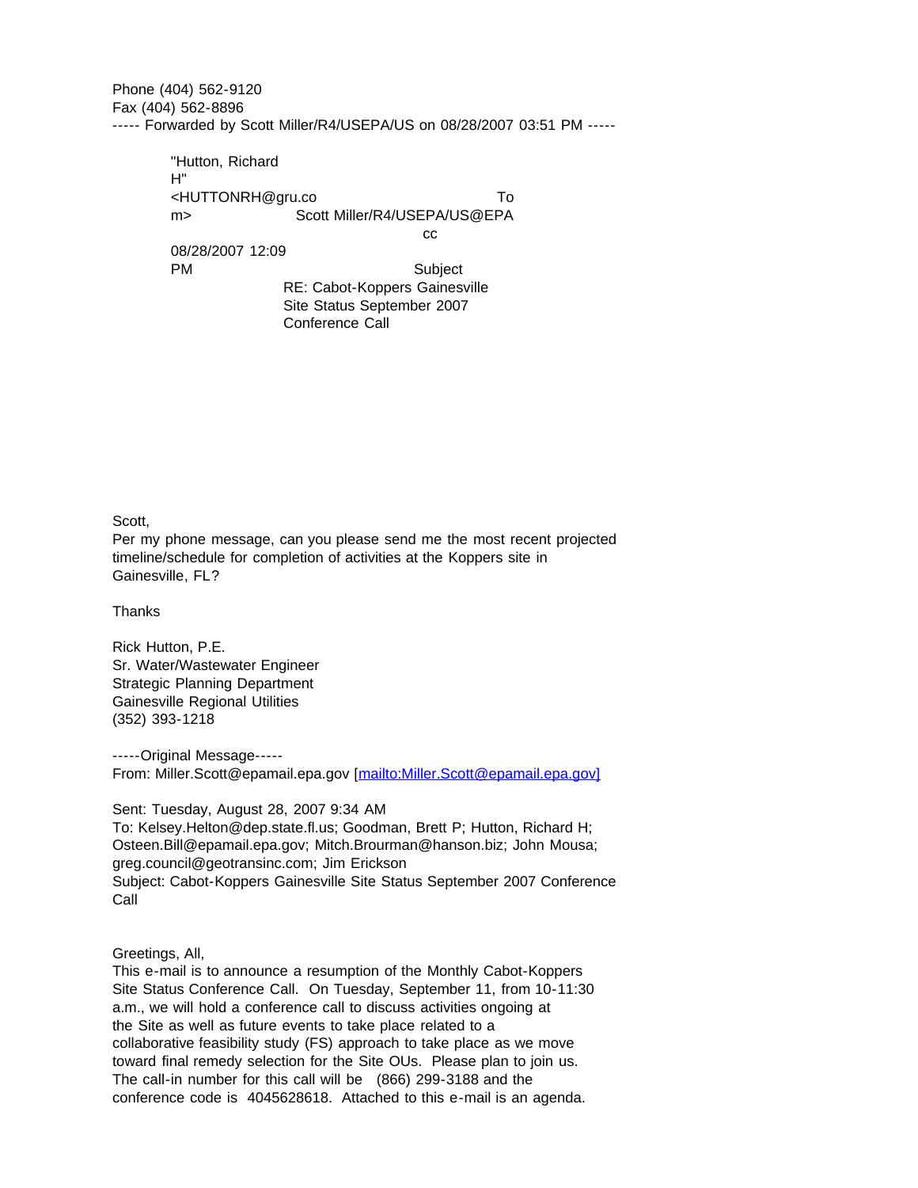Phone (404) 562-9120
Fax (404) 562-8896
----- Forwarded by Scott Miller/R4/USEPA/US on 08/28/2007 03:51 PM -----

"Hutton, Richard H" <HUTTONRH@gru.com>

08/28/2007 12:09 PM

To
Scott Miller/R4/USEPA/US@EPA

cc

Subject
RE: Cabot-Koppers Gainesville Site Status September 2007 Conference Call

Scott,
Per my phone message, can you please send me the most recent projected timeline/schedule for completion of activities at the Koppers site in Gainesville, FL?

Thanks

Rick Hutton, P.E.
Sr. Water/Wastewater Engineer
Strategic Planning Department
Gainesville Regional Utilities
(352) 393-1218

-----Original Message-----
From: Miller.Scott@epamail.epa.gov [mailto:Miller.Scott@epamail.epa.gov]

Sent: Tuesday, August 28, 2007 9:34 AM
To: Kelsey.Helton@dep.state.fl.us; Goodman, Brett P; Hutton, Richard H; Osteen.Bill@epamail.epa.gov; Mitch.Brourman@hanson.biz; John Mousa; greg.council@geotransinc.com; Jim Erickson
Subject: Cabot-Koppers Gainesville Site Status September 2007 Conference Call

Greetings, All,
This e-mail is to announce a resumption of the Monthly Cabot-Koppers Site Status Conference Call. On Tuesday, September 11, from 10-11:30 a.m., we will hold a conference call to discuss activities ongoing at the Site as well as future events to take place related to a collaborative feasibility study (FS) approach to take place as we move toward final remedy selection for the Site OUs. Please plan to join us. The call-in number for this call will be (866) 299-3188 and the conference code is 4045628618. Attached to this e-mail is an agenda.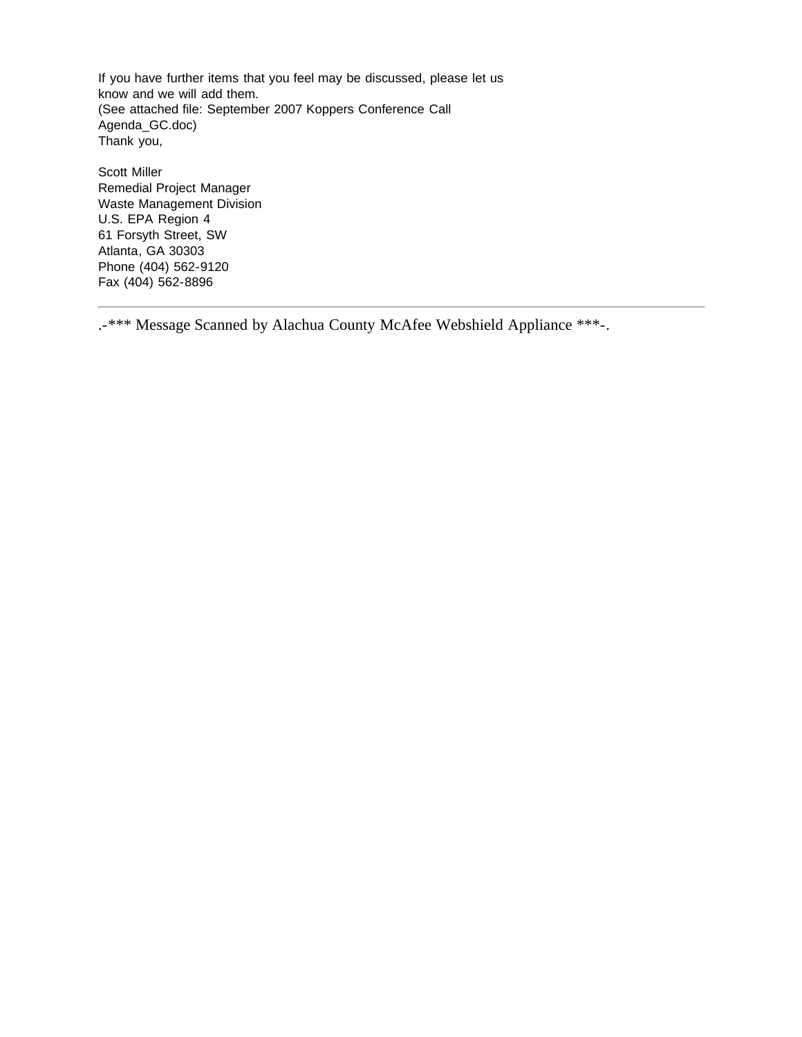If you have further items that you feel may be discussed, please let us know and we will add them.
(See attached file: September 2007 Koppers Conference Call Agenda_GC.doc)
Thank you,

Scott Miller
Remedial Project Manager
Waste Management Division
U.S. EPA Region 4
61 Forsyth Street, SW
Atlanta, GA 30303
Phone (404) 562-9120
Fax (404) 562-8896

---

.-*** Message Scanned by Alachua County McAfee Webshield Appliance ***-.